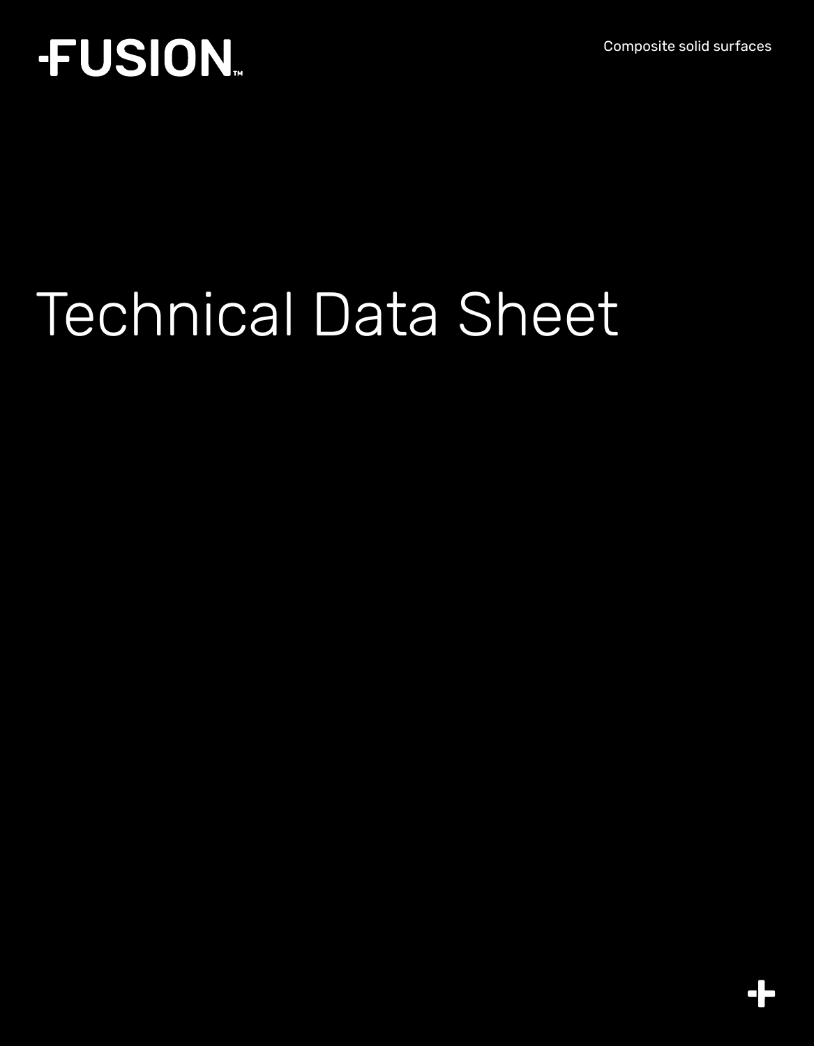# FUSION™

Composite solid surfaces

# Technical Data Sheet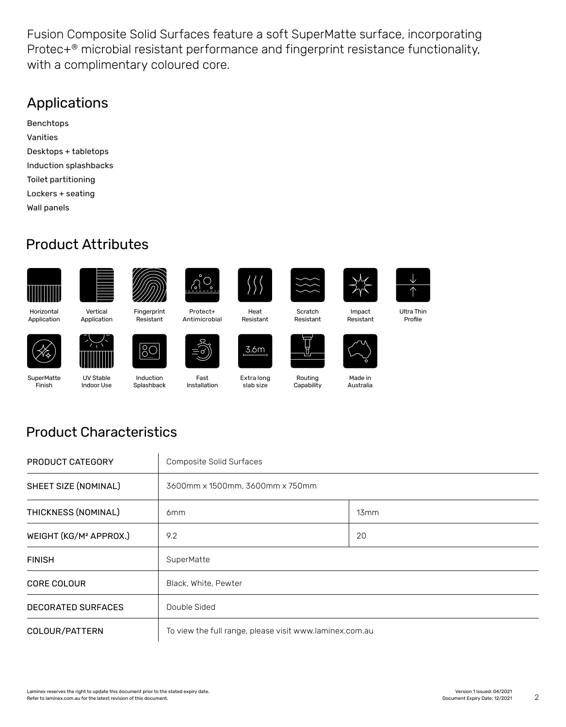Fusion Composite Solid Surfaces feature a soft SuperMatte surface, incorporating Protec+® microbial resistant performance and fingerprint resistance functionality, with a complimentary coloured core.

## Applications

Benchtops

Vanities

Desktops + tabletops

Induction splashbacks

Toilet partitioning

Lockers + seating

Wall panels

## Product Attributes

Horizontal Application

Vertical Application

Fingerprint Resistant

Protect+ Antimicrobial

Heat Resistant

Scratch Resistant

Impact Resistant

Ultra Thin Profile

SuperMatte Finish

UV Stable Indoor Use

Induction Splashback

Fast Installation

Extra long slab size

Routing Capability

Made in Australia

## Product Characteristics

| PRODUCT CATEGORY | Composite Solid Surfaces | |
|---|---|---|
| SHEET SIZE (NOMINAL) | 3600mm x 1500mm, 3600mm x 750mm | |
| THICKNESS (NOMINAL) | 6mm | 13mm |
| WEIGHT (KG/M² APPROX.) | 9.2 | 20 |
| FINISH | SuperMatte | |
| CORE COLOUR | Black, White, Pewter | |
| DECORATED SURFACES | Double Sided | |
| COLOUR/PATTERN | To view the full range, please visit www.laminex.com.au | |

Laminex reserves the right to update this document prior to the stated expiry date. Refer to laminex.com.au for the latest revision of this document.

Version 1 Issued: 04/2021
Document Expiry Date: 12/2021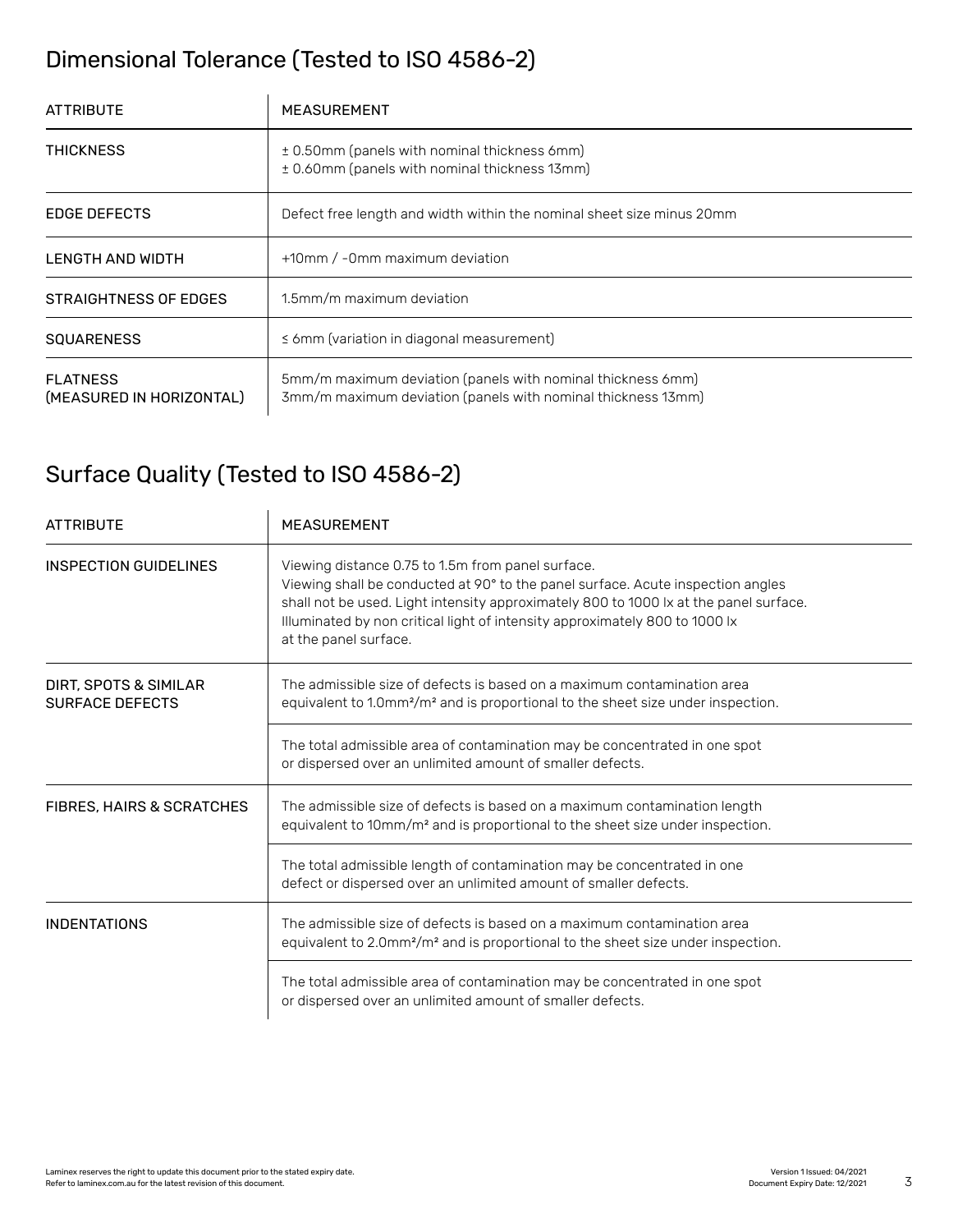## Dimensional Tolerance (Tested to ISO 4586-2)

| ATTRIBUTE | MEASUREMENT |
| --- | --- |
| THICKNESS | ± 0.50mm (panels with nominal thickness 6mm)<br>± 0.60mm (panels with nominal thickness 13mm) |
| EDGE DEFECTS | Defect free length and width within the nominal sheet size minus 20mm |
| LENGTH AND WIDTH | +10mm / -0mm maximum deviation |
| STRAIGHTNESS OF EDGES | 1.5mm/m maximum deviation |
| SQUARENESS | ≤ 6mm (variation in diagonal measurement) |
| FLATNESS (MEASURED IN HORIZONTAL) | 5mm/m maximum deviation (panels with nominal thickness 6mm)<br>3mm/m maximum deviation (panels with nominal thickness 13mm) |

## Surface Quality (Tested to ISO 4586-2)

| ATTRIBUTE | MEASUREMENT |
| --- | --- |
| INSPECTION GUIDELINES | Viewing distance 0.75 to 1.5m from panel surface. Viewing shall be conducted at 90° to the panel surface. Acute inspection angles shall not be used. Light intensity approximately 800 to 1000 lx at the panel surface. Illuminated by non critical light of intensity approximately 800 to 1000 lx at the panel surface. |
| DIRT, SPOTS & SIMILAR SURFACE DEFECTS | The admissible size of defects is based on a maximum contamination area equivalent to 1.0mm²/m² and is proportional to the sheet size under inspection. |
| | The total admissible area of contamination may be concentrated in one spot or dispersed over an unlimited amount of smaller defects. |
| FIBRES, HAIRS & SCRATCHES | The admissible size of defects is based on a maximum contamination length equivalent to 10mm/m² and is proportional to the sheet size under inspection. |
| | The total admissible length of contamination may be concentrated in one defect or dispersed over an unlimited amount of smaller defects. |
| INDENTATIONS | The admissible size of defects is based on a maximum contamination area equivalent to 2.0mm²/m² and is proportional to the sheet size under inspection. |
| | The total admissible area of contamination may be concentrated in one spot or dispersed over an unlimited amount of smaller defects. |

Laminex reserves the right to update this document prior to the stated expiry date.
Refer to laminex.com.au for the latest revision of this document.

Version 1 Issued: 04/2021
Document Expiry Date: 12/2021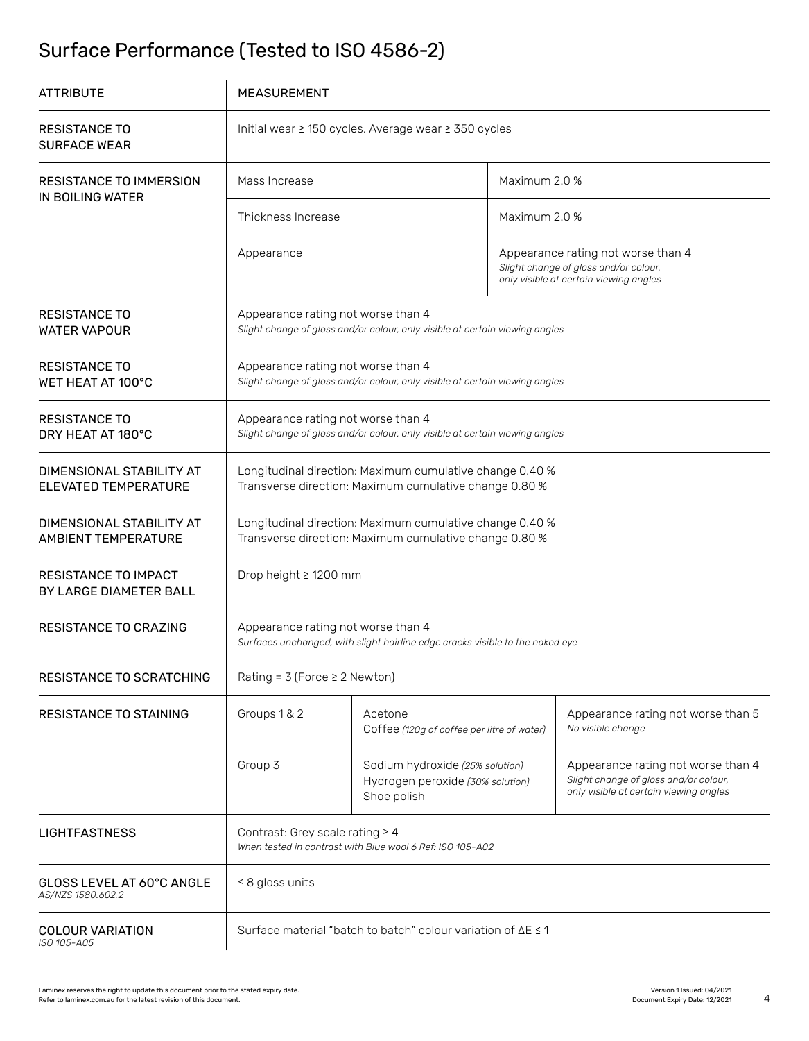## Surface Performance (Tested to ISO 4586-2)

| ATTRIBUTE | MEASUREMENT | | |
|---|---|---|---|
| RESISTANCE TO SURFACE WEAR | Initial wear ≥ 150 cycles. Average wear ≥ 350 cycles | | |
| RESISTANCE TO IMMERSION IN BOILING WATER | Mass Increase | Maximum 2.0 % | |
| | Thickness Increase | Maximum 2.0 % | |
| | Appearance | Appearance rating not worse than 4<br>*Slight change of gloss and/or colour, only visible at certain viewing angles* | |
| RESISTANCE TO WATER VAPOUR | Appearance rating not worse than 4<br>*Slight change of gloss and/or colour, only visible at certain viewing angles* | | |
| RESISTANCE TO WET HEAT AT 100°C | Appearance rating not worse than 4<br>*Slight change of gloss and/or colour, only visible at certain viewing angles* | | |
| RESISTANCE TO DRY HEAT AT 180°C | Appearance rating not worse than 4<br>*Slight change of gloss and/or colour, only visible at certain viewing angles* | | |
| DIMENSIONAL STABILITY AT ELEVATED TEMPERATURE | Longitudinal direction: Maximum cumulative change 0.40 %<br>Transverse direction: Maximum cumulative change 0.80 % | | |
| DIMENSIONAL STABILITY AT AMBIENT TEMPERATURE | Longitudinal direction: Maximum cumulative change 0.40 %<br>Transverse direction: Maximum cumulative change 0.80 % | | |
| RESISTANCE TO IMPACT BY LARGE DIAMETER BALL | Drop height ≥ 1200 mm | | |
| RESISTANCE TO CRAZING | Appearance rating not worse than 4<br>*Surfaces unchanged, with slight hairline edge cracks visible to the naked eye* | | |
| RESISTANCE TO SCRATCHING | Rating = 3 (Force ≥ 2 Newton) | | |
| RESISTANCE TO STAINING | Groups 1 & 2 | Acetone<br>Coffee *(120g of coffee per litre of water)* | Appearance rating not worse than 5<br>*No visible change* |
| | Group 3 | Sodium hydroxide *(25% solution)*<br>Hydrogen peroxide *(30% solution)*<br>Shoe polish | Appearance rating not worse than 4<br>*Slight change of gloss and/or colour, only visible at certain viewing angles* |
| LIGHTFASTNESS | Contrast: Grey scale rating ≥ 4<br>*When tested in contrast with Blue wool 6 Ref: ISO 105-A02* | | |
| GLOSS LEVEL AT 60°C ANGLE<br>*AS/NZS 1580.602.2* | ≤ 8 gloss units | | |
| COLOUR VARIATION<br>*ISO 105-A05* | Surface material "batch to batch" colour variation of ΔE ≤ 1 | | |

Laminex reserves the right to update this document prior to the stated expiry date.
Refer to laminex.com.au for the latest revision of this document.

Version 1 Issued: 04/2021
Document Expiry Date: 12/2021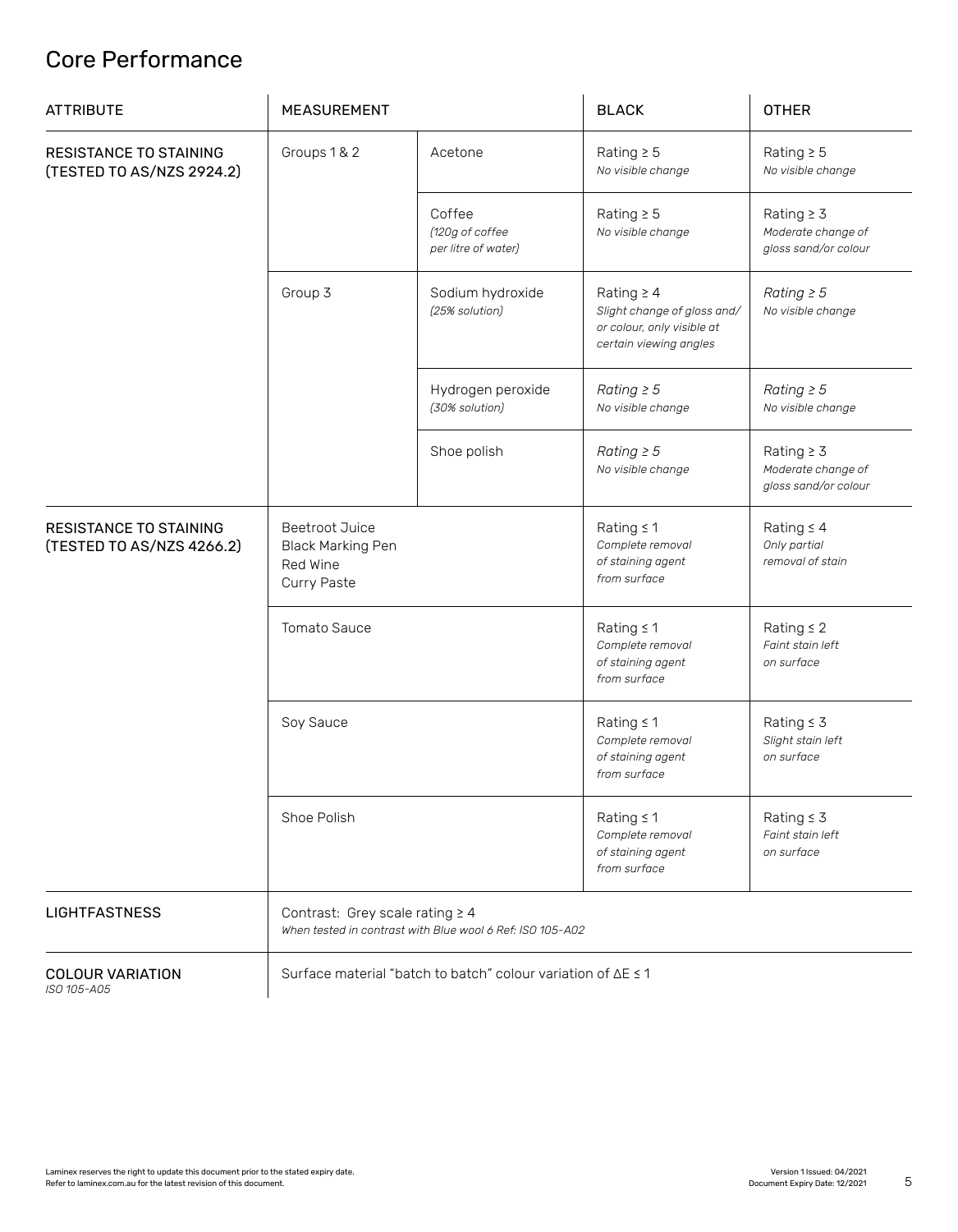# Core Performance

| ATTRIBUTE | MEASUREMENT | | BLACK | OTHER |
|---|---|---|---|---|
| RESISTANCE TO STAINING (TESTED TO AS/NZS 2924.2) | Groups 1 & 2 | Acetone | Rating ≥ 5 *No visible change* | Rating ≥ 5 *No visible change* |
| | | Coffee *(120g of coffee per litre of water)* | Rating ≥ 5 *No visible change* | Rating ≥ 3 *Moderate change of gloss sand/or colour* |
| | Group 3 | Sodium hydroxide *(25% solution)* | Rating ≥ 4 *Slight change of gloss and/ or colour, only visible at certain viewing angles* | *Rating ≥ 5* *No visible change* |
| | | Hydrogen peroxide *(30% solution)* | *Rating ≥ 5* *No visible change* | *Rating ≥ 5* *No visible change* |
| | | Shoe polish | *Rating ≥ 5* *No visible change* | Rating ≥ 3 *Moderate change of gloss sand/or colour* |
| RESISTANCE TO STAINING (TESTED TO AS/NZS 4266.2) | Beetroot Juice<br>Black Marking Pen<br>Red Wine<br>Curry Paste | | Rating ≤ 1 *Complete removal of staining agent from surface* | Rating ≤ 4 *Only partial removal of stain* |
| | Tomato Sauce | | Rating ≤ 1 *Complete removal of staining agent from surface* | Rating ≤ 2 *Faint stain left on surface* |
| | Soy Sauce | | Rating ≤ 1 *Complete removal of staining agent from surface* | Rating ≤ 3 *Slight stain left on surface* |
| | Shoe Polish | | Rating ≤ 1 *Complete removal of staining agent from surface* | Rating ≤ 3 *Faint stain left on surface* |
| LIGHTFASTNESS | Contrast: Grey scale rating ≥ 4 *When tested in contrast with Blue wool 6 Ref: ISO 105-A02* | | | |
| COLOUR VARIATION *ISO 105-A05* | Surface material "batch to batch" colour variation of ΔE ≤ 1 | | | |

Laminex reserves the right to update this document prior to the stated expiry date.
Refer to laminex.com.au for the latest revision of this document.

Version 1 Issued: 04/2021
Document Expiry Date: 12/2021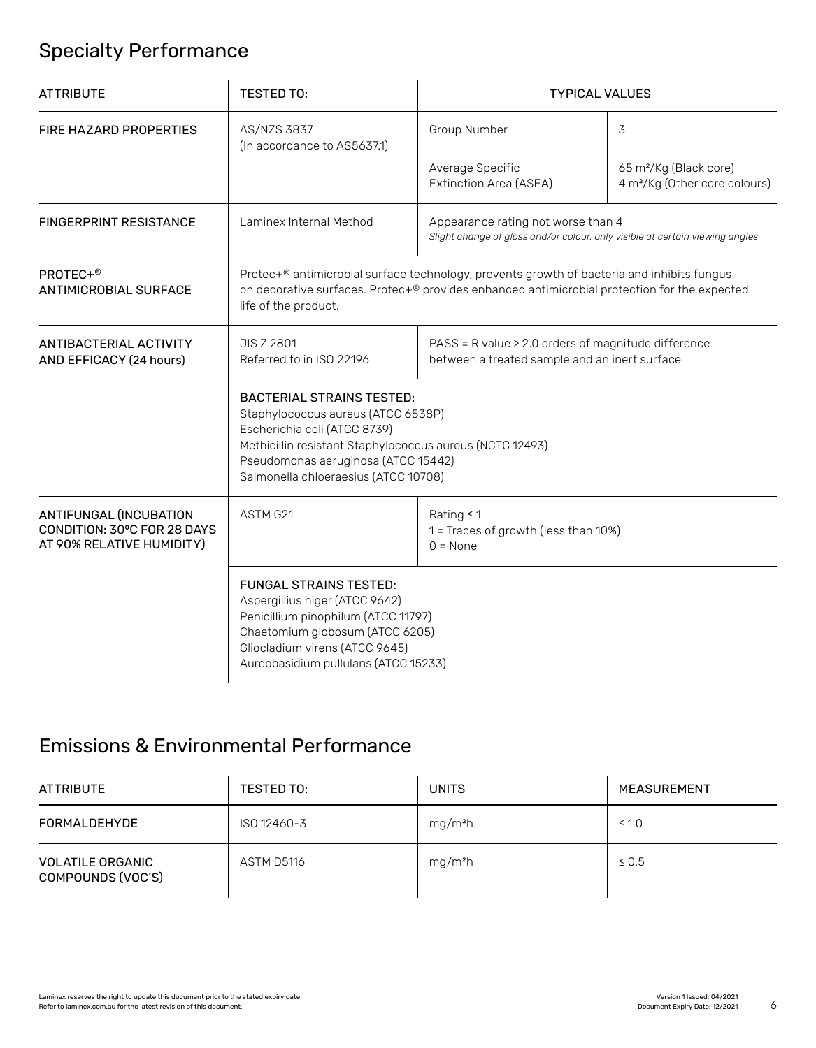## Specialty Performance

| ATTRIBUTE | TESTED TO: | TYPICAL VALUES | |
|---|---|---|---|
| FIRE HAZARD PROPERTIES | AS/NZS 3837 (In accordance to AS5637.1) | Group Number | 3 |
| | | Average Specific Extinction Area (ASEA) | 65 m²/Kg (Black core)<br>4 m²/Kg (Other core colours) |
| FINGERPRINT RESISTANCE | Laminex Internal Method | Appearance rating not worse than 4<br>*Slight change of gloss and/or colour, only visible at certain viewing angles* | |
| PROTEC+®<br>ANTIMICROBIAL SURFACE | Protec+® antimicrobial surface technology, prevents growth of bacteria and inhibits fungus on decorative surfaces. Protec+® provides enhanced antimicrobial protection for the expected life of the product. | | |
| ANTIBACTERIAL ACTIVITY AND EFFICACY (24 hours) | JIS Z 2801<br>Referred to in ISO 22196 | PASS = R value > 2.0 orders of magnitude difference between a treated sample and an inert surface | |
| | BACTERIAL STRAINS TESTED:<br>Staphylococcus aureus (ATCC 6538P)<br>Escherichia coli (ATCC 8739)<br>Methicillin resistant Staphylococcus aureus (NCTC 12493)<br>Pseudomonas aeruginosa (ATCC 15442)<br>Salmonella chloeraesius (ATCC 10708) | | |
| ANTIFUNGAL (INCUBATION CONDITION: 30ºC FOR 28 DAYS AT 90% RELATIVE HUMIDITY) | ASTM G21 | Rating ≤ 1<br>1 = Traces of growth (less than 10%)<br>0 = None | |
| | FUNGAL STRAINS TESTED:<br>Aspergillius niger (ATCC 9642)<br>Penicillium pinophilum (ATCC 11797)<br>Chaetomium globosum (ATCC 6205)<br>Gliocladium virens (ATCC 9645)<br>Aureobasidium pullulans (ATCC 15233) | | |

## Emissions & Environmental Performance

| ATTRIBUTE | TESTED TO: | UNITS | MEASUREMENT |
|---|---|---|---|
| FORMALDEHYDE | ISO 12460-3 | mg/m²h | ≤ 1.0 |
| VOLATILE ORGANIC COMPOUNDS (VOC'S) | ASTM D5116 | mg/m²h | ≤ 0.5 |

Laminex reserves the right to update this document prior to the stated expiry date.
Refer to laminex.com.au for the latest revision of this document.

Version 1 Issued: 04/2021
Document Expiry Date: 12/2021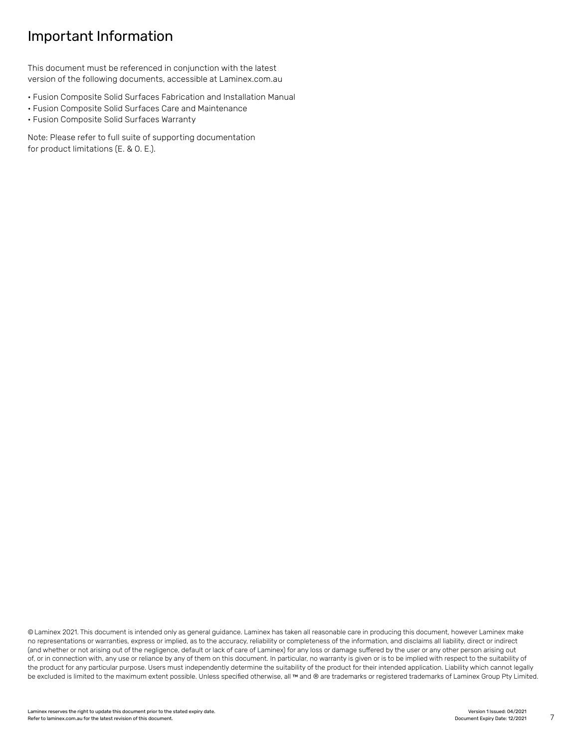# Important Information

This document must be referenced in conjunction with the latest version of the following documents, accessible at Laminex.com.au

- Fusion Composite Solid Surfaces Fabrication and Installation Manual
- Fusion Composite Solid Surfaces Care and Maintenance
- Fusion Composite Solid Surfaces Warranty

Note: Please refer to full suite of supporting documentation for product limitations (E. & O. E.).

© Laminex 2021. This document is intended only as general guidance. Laminex has taken all reasonable care in producing this document, however Laminex make no representations or warranties, express or implied, as to the accuracy, reliability or completeness of the information, and disclaims all liability, direct or indirect (and whether or not arising out of the negligence, default or lack of care of Laminex) for any loss or damage suffered by the user or any other person arising out of, or in connection with, any use or reliance by any of them on this document. In particular, no warranty is given or is to be implied with respect to the suitability of the product for any particular purpose. Users must independently determine the suitability of the product for their intended application. Liability which cannot legally be excluded is limited to the maximum extent possible. Unless specified otherwise, all ™ and ® are trademarks or registered trademarks of Laminex Group Pty Limited.